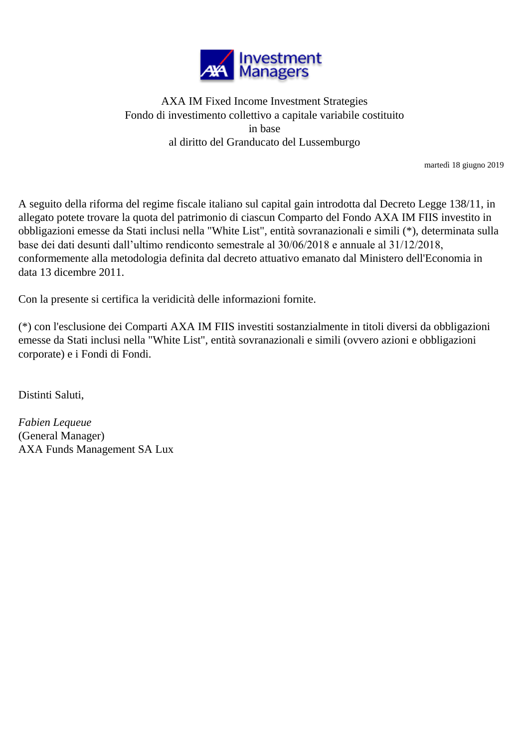AXA IM Fixed Income Investment Strategies
Fondo di investimento collettivo a capitale variabile costituito in base al diritto del Granducato del Lussemburgo

martedì 18 giugno 2019

A seguito della riforma del regime fiscale italiano sul capital gain introdotta dal Decreto Legge 138/11, in allegato potete trovare la quota del patrimonio di ciascun Comparto del Fondo AXA IM FIIS investito in obbligazioni emesse da Stati inclusi nella "White List", entità sovranazionali e simili (*), determinata sulla base dei dati desunti dall'ultimo rendiconto semestrale al 30/06/2018 e annuale al 31/12/2018, conformemente alla metodologia definita dal decreto attuativo emanato dal Ministero dell'Economia in data 13 dicembre 2011.

Con la presente si certifica la veridicità delle informazioni fornite.

(*) con l'esclusione dei Comparti AXA IM FIIS investiti sostanzialmente in titoli diversi da obbligazioni emesse da Stati inclusi nella "White List", entità sovranazionali e simili (ovvero azioni e obbligazioni corporate) e i Fondi di Fondi.

Distinti Saluti,

*Fabien Lequeue*
(General Manager)
AXA Funds Management SA Lux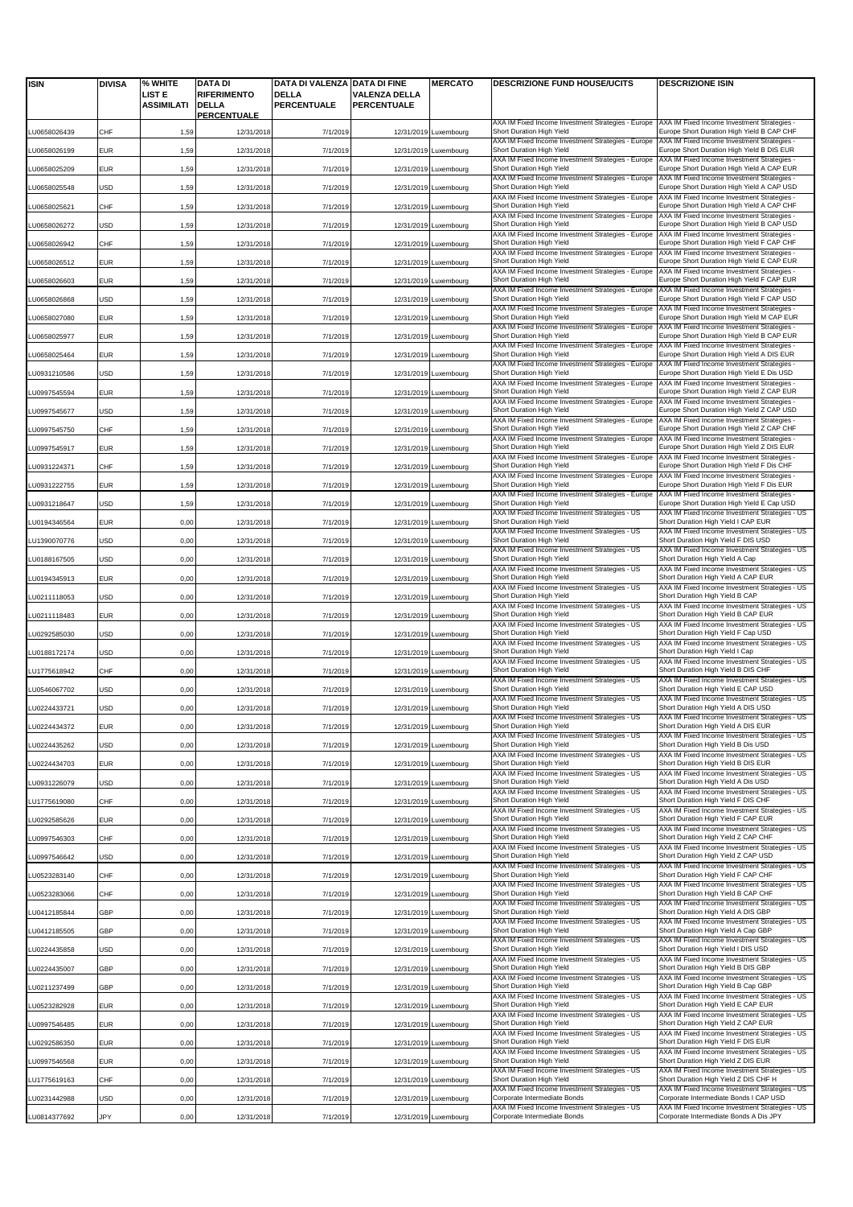| ISIN | DIVISA | % WHITE LIST E ASSIMILATI | DATA DI RIFERIMENTO DELLA PERCENTUALE | DATA DI VALENZA DELLA PERCENTUALE | DATA DI FINE VALENZA DELLA PERCENTUALE | MERCATO | DESCRIZIONE FUND HOUSE/UCITS | DESCRIZIONE ISIN |
|---|---|---|---|---|---|---|---|---|
| LU0658026439 | CHF | 1,59 | 12/31/2018 | 7/1/2019 | 12/31/2019 | Luxembourg | AXA IM Fixed Income Investment Strategies - Europe Short Duration High Yield | AXA IM Fixed Income Investment Strategies - Europe Short Duration High Yield B CAP CHF |
| LU0658026199 | EUR | 1,59 | 12/31/2018 | 7/1/2019 | 12/31/2019 | Luxembourg | AXA IM Fixed Income Investment Strategies - Europe Short Duration High Yield | AXA IM Fixed Income Investment Strategies - Europe Short Duration High Yield B DIS EUR |
| LU0658025209 | EUR | 1,59 | 12/31/2018 | 7/1/2019 | 12/31/2019 | Luxembourg | AXA IM Fixed Income Investment Strategies - Europe Short Duration High Yield | AXA IM Fixed Income Investment Strategies - Europe Short Duration High Yield A CAP EUR |
| LU0658025548 | USD | 1,59 | 12/31/2018 | 7/1/2019 | 12/31/2019 | Luxembourg | AXA IM Fixed Income Investment Strategies - Europe Short Duration High Yield | AXA IM Fixed Income Investment Strategies - Europe Short Duration High Yield A CAP USD |
| LU0658025621 | CHF | 1,59 | 12/31/2018 | 7/1/2019 | 12/31/2019 | Luxembourg | AXA IM Fixed Income Investment Strategies - Europe Short Duration High Yield | AXA IM Fixed Income Investment Strategies - Europe Short Duration High Yield A CAP CHF |
| LU0658026272 | USD | 1,59 | 12/31/2018 | 7/1/2019 | 12/31/2019 | Luxembourg | AXA IM Fixed Income Investment Strategies - Europe Short Duration High Yield | AXA IM Fixed Income Investment Strategies - Europe Short Duration High Yield B CAP USD |
| LU0658026942 | CHF | 1,59 | 12/31/2018 | 7/1/2019 | 12/31/2019 | Luxembourg | AXA IM Fixed Income Investment Strategies - Europe Short Duration High Yield | AXA IM Fixed Income Investment Strategies - Europe Short Duration High Yield F CAP CHF |
| LU0658026512 | EUR | 1,59 | 12/31/2018 | 7/1/2019 | 12/31/2019 | Luxembourg | AXA IM Fixed Income Investment Strategies - Europe Short Duration High Yield | AXA IM Fixed Income Investment Strategies - Europe Short Duration High Yield E CAP EUR |
| LU0658026603 | EUR | 1,59 | 12/31/2018 | 7/1/2019 | 12/31/2019 | Luxembourg | AXA IM Fixed Income Investment Strategies - Europe Short Duration High Yield | AXA IM Fixed Income Investment Strategies - Europe Short Duration High Yield F CAP EUR |
| LU0658026868 | USD | 1,59 | 12/31/2018 | 7/1/2019 | 12/31/2019 | Luxembourg | AXA IM Fixed Income Investment Strategies - Europe Short Duration High Yield | AXA IM Fixed Income Investment Strategies - Europe Short Duration High Yield F CAP USD |
| LU0658027080 | EUR | 1,59 | 12/31/2018 | 7/1/2019 | 12/31/2019 | Luxembourg | AXA IM Fixed Income Investment Strategies - Europe Short Duration High Yield | AXA IM Fixed Income Investment Strategies - Europe Short Duration High Yield M CAP EUR |
| LU0658025977 | EUR | 1,59 | 12/31/2018 | 7/1/2019 | 12/31/2019 | Luxembourg | AXA IM Fixed Income Investment Strategies - Europe Short Duration High Yield | AXA IM Fixed Income Investment Strategies - Europe Short Duration High Yield B CAP EUR |
| LU0658025464 | EUR | 1,59 | 12/31/2018 | 7/1/2019 | 12/31/2019 | Luxembourg | AXA IM Fixed Income Investment Strategies - Europe Short Duration High Yield | AXA IM Fixed Income Investment Strategies - Europe Short Duration High Yield A DIS EUR |
| LU0931210586 | USD | 1,59 | 12/31/2018 | 7/1/2019 | 12/31/2019 | Luxembourg | AXA IM Fixed Income Investment Strategies - Europe Short Duration High Yield | AXA IM Fixed Income Investment Strategies - Europe Short Duration High Yield E Dis USD |
| LU0997545594 | EUR | 1,59 | 12/31/2018 | 7/1/2019 | 12/31/2019 | Luxembourg | AXA IM Fixed Income Investment Strategies - Europe Short Duration High Yield | AXA IM Fixed Income Investment Strategies - Europe Short Duration High Yield Z CAP EUR |
| LU0997545677 | USD | 1,59 | 12/31/2018 | 7/1/2019 | 12/31/2019 | Luxembourg | AXA IM Fixed Income Investment Strategies - Europe Short Duration High Yield | AXA IM Fixed Income Investment Strategies - Europe Short Duration High Yield Z CAP USD |
| LU0997545750 | CHF | 1,59 | 12/31/2018 | 7/1/2019 | 12/31/2019 | Luxembourg | AXA IM Fixed Income Investment Strategies - Europe Short Duration High Yield | AXA IM Fixed Income Investment Strategies - Europe Short Duration High Yield Z CAP CHF |
| LU0997545917 | EUR | 1,59 | 12/31/2018 | 7/1/2019 | 12/31/2019 | Luxembourg | AXA IM Fixed Income Investment Strategies - Europe Short Duration High Yield | AXA IM Fixed Income Investment Strategies - Europe Short Duration High Yield Z DIS EUR |
| LU0931224371 | CHF | 1,59 | 12/31/2018 | 7/1/2019 | 12/31/2019 | Luxembourg | AXA IM Fixed Income Investment Strategies - Europe Short Duration High Yield | AXA IM Fixed Income Investment Strategies - Europe Short Duration High Yield F Dis CHF |
| LU0931222755 | EUR | 1,59 | 12/31/2018 | 7/1/2019 | 12/31/2019 | Luxembourg | AXA IM Fixed Income Investment Strategies - Europe Short Duration High Yield | AXA IM Fixed Income Investment Strategies - Europe Short Duration High Yield F Dis EUR |
| LU0931218647 | USD | 1,59 | 12/31/2018 | 7/1/2019 | 12/31/2019 | Luxembourg | AXA IM Fixed Income Investment Strategies - Europe Short Duration High Yield | AXA IM Fixed Income Investment Strategies - Europe Short Duration High Yield E Cap USD |
| LU0194346564 | EUR | 0,00 | 12/31/2018 | 7/1/2019 | 12/31/2019 | Luxembourg | AXA IM Fixed Income Investment Strategies - US Short Duration High Yield | AXA IM Fixed Income Investment Strategies - US Short Duration High Yield I CAP EUR |
| LU1390070776 | USD | 0,00 | 12/31/2018 | 7/1/2019 | 12/31/2019 | Luxembourg | AXA IM Fixed Income Investment Strategies - US Short Duration High Yield | AXA IM Fixed Income Investment Strategies - US Short Duration High Yield F DIS USD |
| LU0188167505 | USD | 0,00 | 12/31/2018 | 7/1/2019 | 12/31/2019 | Luxembourg | AXA IM Fixed Income Investment Strategies - US Short Duration High Yield | AXA IM Fixed Income Investment Strategies - US Short Duration High Yield A Cap |
| LU0194345913 | EUR | 0,00 | 12/31/2018 | 7/1/2019 | 12/31/2019 | Luxembourg | AXA IM Fixed Income Investment Strategies - US Short Duration High Yield | AXA IM Fixed Income Investment Strategies - US Short Duration High Yield A CAP EUR |
| LU0211118053 | USD | 0,00 | 12/31/2018 | 7/1/2019 | 12/31/2019 | Luxembourg | AXA IM Fixed Income Investment Strategies - US Short Duration High Yield | AXA IM Fixed Income Investment Strategies - US Short Duration High Yield B CAP |
| LU0211118483 | EUR | 0,00 | 12/31/2018 | 7/1/2019 | 12/31/2019 | Luxembourg | AXA IM Fixed Income Investment Strategies - US Short Duration High Yield | AXA IM Fixed Income Investment Strategies - US Short Duration High Yield B CAP EUR |
| LU0292585030 | USD | 0,00 | 12/31/2018 | 7/1/2019 | 12/31/2019 | Luxembourg | AXA IM Fixed Income Investment Strategies - US Short Duration High Yield | AXA IM Fixed Income Investment Strategies - US Short Duration High Yield F Cap USD |
| LU0188172174 | USD | 0,00 | 12/31/2018 | 7/1/2019 | 12/31/2019 | Luxembourg | AXA IM Fixed Income Investment Strategies - US Short Duration High Yield | AXA IM Fixed Income Investment Strategies - US Short Duration High Yield I Cap |
| LU1775618942 | CHF | 0,00 | 12/31/2018 | 7/1/2019 | 12/31/2019 | Luxembourg | AXA IM Fixed Income Investment Strategies - US Short Duration High Yield | AXA IM Fixed Income Investment Strategies - US Short Duration High Yield B DIS CHF |
| LU0546067702 | USD | 0,00 | 12/31/2018 | 7/1/2019 | 12/31/2019 | Luxembourg | AXA IM Fixed Income Investment Strategies - US Short Duration High Yield | AXA IM Fixed Income Investment Strategies - US Short Duration High Yield E CAP USD |
| LU0224433721 | USD | 0,00 | 12/31/2018 | 7/1/2019 | 12/31/2019 | Luxembourg | AXA IM Fixed Income Investment Strategies - US Short Duration High Yield | AXA IM Fixed Income Investment Strategies - US Short Duration High Yield A DIS USD |
| LU0224434372 | EUR | 0,00 | 12/31/2018 | 7/1/2019 | 12/31/2019 | Luxembourg | AXA IM Fixed Income Investment Strategies - US Short Duration High Yield | AXA IM Fixed Income Investment Strategies - US Short Duration High Yield A DIS EUR |
| LU0224435262 | USD | 0,00 | 12/31/2018 | 7/1/2019 | 12/31/2019 | Luxembourg | AXA IM Fixed Income Investment Strategies - US Short Duration High Yield | AXA IM Fixed Income Investment Strategies - US Short Duration High Yield B Dis USD |
| LU0224434703 | EUR | 0,00 | 12/31/2018 | 7/1/2019 | 12/31/2019 | Luxembourg | AXA IM Fixed Income Investment Strategies - US Short Duration High Yield | AXA IM Fixed Income Investment Strategies - US Short Duration High Yield B DIS EUR |
| LU0931226079 | USD | 0,00 | 12/31/2018 | 7/1/2019 | 12/31/2019 | Luxembourg | AXA IM Fixed Income Investment Strategies - US Short Duration High Yield | AXA IM Fixed Income Investment Strategies - US Short Duration High Yield A Dis USD |
| LU1775619080 | CHF | 0,00 | 12/31/2018 | 7/1/2019 | 12/31/2019 | Luxembourg | AXA IM Fixed Income Investment Strategies - US Short Duration High Yield | AXA IM Fixed Income Investment Strategies - US Short Duration High Yield F DIS CHF |
| LU0292585626 | EUR | 0,00 | 12/31/2018 | 7/1/2019 | 12/31/2019 | Luxembourg | AXA IM Fixed Income Investment Strategies - US Short Duration High Yield | AXA IM Fixed Income Investment Strategies - US Short Duration High Yield F CAP EUR |
| LU0997546303 | CHF | 0,00 | 12/31/2018 | 7/1/2019 | 12/31/2019 | Luxembourg | AXA IM Fixed Income Investment Strategies - US Short Duration High Yield | AXA IM Fixed Income Investment Strategies - US Short Duration High Yield Z CAP CHF |
| LU0997546642 | USD | 0,00 | 12/31/2018 | 7/1/2019 | 12/31/2019 | Luxembourg | AXA IM Fixed Income Investment Strategies - US Short Duration High Yield | AXA IM Fixed Income Investment Strategies - US Short Duration High Yield Z CAP USD |
| LU0523283140 | CHF | 0,00 | 12/31/2018 | 7/1/2019 | 12/31/2019 | Luxembourg | AXA IM Fixed Income Investment Strategies - US Short Duration High Yield | AXA IM Fixed Income Investment Strategies - US Short Duration High Yield F CAP CHF |
| LU0523283066 | CHF | 0,00 | 12/31/2018 | 7/1/2019 | 12/31/2019 | Luxembourg | AXA IM Fixed Income Investment Strategies - US Short Duration High Yield | AXA IM Fixed Income Investment Strategies - US Short Duration High Yield B CAP CHF |
| LU0412185844 | GBP | 0,00 | 12/31/2018 | 7/1/2019 | 12/31/2019 | Luxembourg | AXA IM Fixed Income Investment Strategies - US Short Duration High Yield | AXA IM Fixed Income Investment Strategies - US Short Duration High Yield A DIS GBP |
| LU0412185505 | GBP | 0,00 | 12/31/2018 | 7/1/2019 | 12/31/2019 | Luxembourg | AXA IM Fixed Income Investment Strategies - US Short Duration High Yield | AXA IM Fixed Income Investment Strategies - US Short Duration High Yield A Cap GBP |
| LU0224435858 | USD | 0,00 | 12/31/2018 | 7/1/2019 | 12/31/2019 | Luxembourg | AXA IM Fixed Income Investment Strategies - US Short Duration High Yield | AXA IM Fixed Income Investment Strategies - US Short Duration High Yield I DIS USD |
| LU0224435007 | GBP | 0,00 | 12/31/2018 | 7/1/2019 | 12/31/2019 | Luxembourg | AXA IM Fixed Income Investment Strategies - US Short Duration High Yield | AXA IM Fixed Income Investment Strategies - US Short Duration High Yield B DIS GBP |
| LU0211237499 | GBP | 0,00 | 12/31/2018 | 7/1/2019 | 12/31/2019 | Luxembourg | AXA IM Fixed Income Investment Strategies - US Short Duration High Yield | AXA IM Fixed Income Investment Strategies - US Short Duration High Yield B Cap GBP |
| LU0523282928 | EUR | 0,00 | 12/31/2018 | 7/1/2019 | 12/31/2019 | Luxembourg | AXA IM Fixed Income Investment Strategies - US Short Duration High Yield | AXA IM Fixed Income Investment Strategies - US Short Duration High Yield E CAP EUR |
| LU0997546485 | EUR | 0,00 | 12/31/2018 | 7/1/2019 | 12/31/2019 | Luxembourg | AXA IM Fixed Income Investment Strategies - US Short Duration High Yield | AXA IM Fixed Income Investment Strategies - US Short Duration High Yield Z CAP EUR |
| LU0292586350 | EUR | 0,00 | 12/31/2018 | 7/1/2019 | 12/31/2019 | Luxembourg | AXA IM Fixed Income Investment Strategies - US Short Duration High Yield | AXA IM Fixed Income Investment Strategies - US Short Duration High Yield F DIS EUR |
| LU0997546568 | EUR | 0,00 | 12/31/2018 | 7/1/2019 | 12/31/2019 | Luxembourg | AXA IM Fixed Income Investment Strategies - US Short Duration High Yield | AXA IM Fixed Income Investment Strategies - US Short Duration High Yield Z DIS EUR |
| LU1775619163 | CHF | 0,00 | 12/31/2018 | 7/1/2019 | 12/31/2019 | Luxembourg | AXA IM Fixed Income Investment Strategies - US Short Duration High Yield | AXA IM Fixed Income Investment Strategies - US Short Duration High Yield Z DIS CHF H |
| LU0231442988 | USD | 0,00 | 12/31/2018 | 7/1/2019 | 12/31/2019 | Luxembourg | AXA IM Fixed Income Investment Strategies - US Corporate Intermediate Bonds | AXA IM Fixed Income Investment Strategies - US Corporate Intermediate Bonds I CAP USD |
| LU0814377692 | JPY | 0,00 | 12/31/2018 | 7/1/2019 | 12/31/2019 | Luxembourg | AXA IM Fixed Income Investment Strategies - US Corporate Intermediate Bonds | AXA IM Fixed Income Investment Strategies - US Corporate Intermediate Bonds A Dis JPY |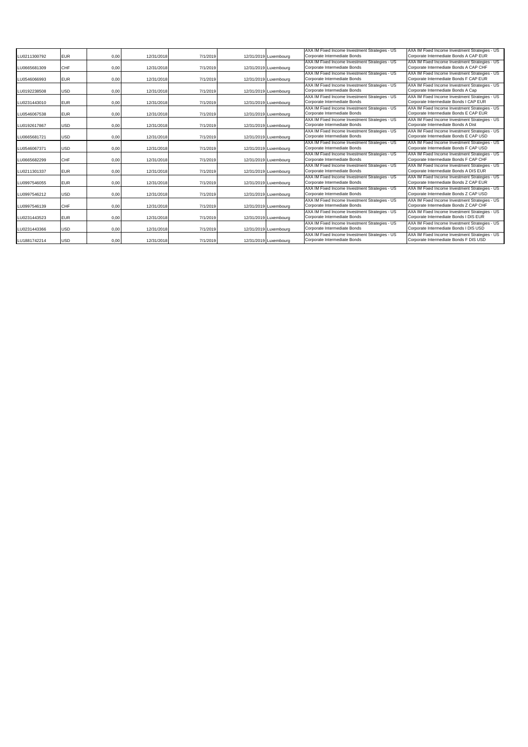| | | | | | | | | |
|---|---|---|---|---|---|---|---|---|
| LU0211300792 | EUR | 0,00 | 12/31/2018 | 7/1/2019 | 12/31/2019 | Luxembourg | AXA IM Fixed Income Investment Strategies - US Corporate Intermediate Bonds | AXA IM Fixed Income Investment Strategies - US Corporate Intermediate Bonds A CAP EUR |
| LU0665681309 | CHF | 0,00 | 12/31/2018 | 7/1/2019 | 12/31/2019 | Luxembourg | AXA IM Fixed Income Investment Strategies - US Corporate Intermediate Bonds | AXA IM Fixed Income Investment Strategies - US Corporate Intermediate Bonds A CAP CHF |
| LU0546066993 | EUR | 0,00 | 12/31/2018 | 7/1/2019 | 12/31/2019 | Luxembourg | AXA IM Fixed Income Investment Strategies - US Corporate Intermediate Bonds | AXA IM Fixed Income Investment Strategies - US Corporate Intermediate Bonds F CAP EUR |
| LU0192238508 | USD | 0,00 | 12/31/2018 | 7/1/2019 | 12/31/2019 | Luxembourg | AXA IM Fixed Income Investment Strategies - US Corporate Intermediate Bonds | AXA IM Fixed Income Investment Strategies - US Corporate Intermediate Bonds A Cap |
| LU0231443010 | EUR | 0,00 | 12/31/2018 | 7/1/2019 | 12/31/2019 | Luxembourg | AXA IM Fixed Income Investment Strategies - US Corporate Intermediate Bonds | AXA IM Fixed Income Investment Strategies - US Corporate Intermediate Bonds I CAP EUR |
| LU0546067538 | EUR | 0,00 | 12/31/2018 | 7/1/2019 | 12/31/2019 | Luxembourg | AXA IM Fixed Income Investment Strategies - US Corporate Intermediate Bonds | AXA IM Fixed Income Investment Strategies - US Corporate Intermediate Bonds E CAP EUR |
| LU0192617867 | USD | 0,00 | 12/31/2018 | 7/1/2019 | 12/31/2019 | Luxembourg | AXA IM Fixed Income Investment Strategies - US Corporate Intermediate Bonds | AXA IM Fixed Income Investment Strategies - US Corporate Intermediate Bonds A Dist |
| LU0665681721 | USD | 0,00 | 12/31/2018 | 7/1/2019 | 12/31/2019 | Luxembourg | AXA IM Fixed Income Investment Strategies - US Corporate Intermediate Bonds | AXA IM Fixed Income Investment Strategies - US Corporate Intermediate Bonds E CAP USD |
| LU0546067371 | USD | 0,00 | 12/31/2018 | 7/1/2019 | 12/31/2019 | Luxembourg | AXA IM Fixed Income Investment Strategies - US Corporate Intermediate Bonds | AXA IM Fixed Income Investment Strategies - US Corporate Intermediate Bonds F CAP USD |
| LU0665682299 | CHF | 0,00 | 12/31/2018 | 7/1/2019 | 12/31/2019 | Luxembourg | AXA IM Fixed Income Investment Strategies - US Corporate Intermediate Bonds | AXA IM Fixed Income Investment Strategies - US Corporate Intermediate Bonds F CAP CHF |
| LU0211301337 | EUR | 0,00 | 12/31/2018 | 7/1/2019 | 12/31/2019 | Luxembourg | AXA IM Fixed Income Investment Strategies - US Corporate Intermediate Bonds | AXA IM Fixed Income Investment Strategies - US Corporate Intermediate Bonds A DIS EUR |
| LU0997546055 | EUR | 0,00 | 12/31/2018 | 7/1/2019 | 12/31/2019 | Luxembourg | AXA IM Fixed Income Investment Strategies - US Corporate Intermediate Bonds | AXA IM Fixed Income Investment Strategies - US Corporate Intermediate Bonds Z CAP EUR |
| LU0997546212 | USD | 0,00 | 12/31/2018 | 7/1/2019 | 12/31/2019 | Luxembourg | AXA IM Fixed Income Investment Strategies - US Corporate Intermediate Bonds | AXA IM Fixed Income Investment Strategies - US Corporate Intermediate Bonds Z CAP USD |
| LU0997546139 | CHF | 0,00 | 12/31/2018 | 7/1/2019 | 12/31/2019 | Luxembourg | AXA IM Fixed Income Investment Strategies - US Corporate Intermediate Bonds | AXA IM Fixed Income Investment Strategies - US Corporate Intermediate Bonds Z CAP CHF |
| LU0231443523 | EUR | 0,00 | 12/31/2018 | 7/1/2019 | 12/31/2019 | Luxembourg | AXA IM Fixed Income Investment Strategies - US Corporate Intermediate Bonds | AXA IM Fixed Income Investment Strategies - US Corporate Intermediate Bonds I DIS EUR |
| LU0231443366 | USD | 0,00 | 12/31/2018 | 7/1/2019 | 12/31/2019 | Luxembourg | AXA IM Fixed Income Investment Strategies - US Corporate Intermediate Bonds | AXA IM Fixed Income Investment Strategies - US Corporate Intermediate Bonds I DIS USD |
| LU1881742214 | USD | 0,00 | 12/31/2018 | 7/1/2019 | 12/31/2019 | Luxembourg | AXA IM Fixed Income Investment Strategies - US Corporate Intermediate Bonds | AXA IM Fixed Income Investment Strategies - US Corporate Intermediate Bonds F DIS USD |